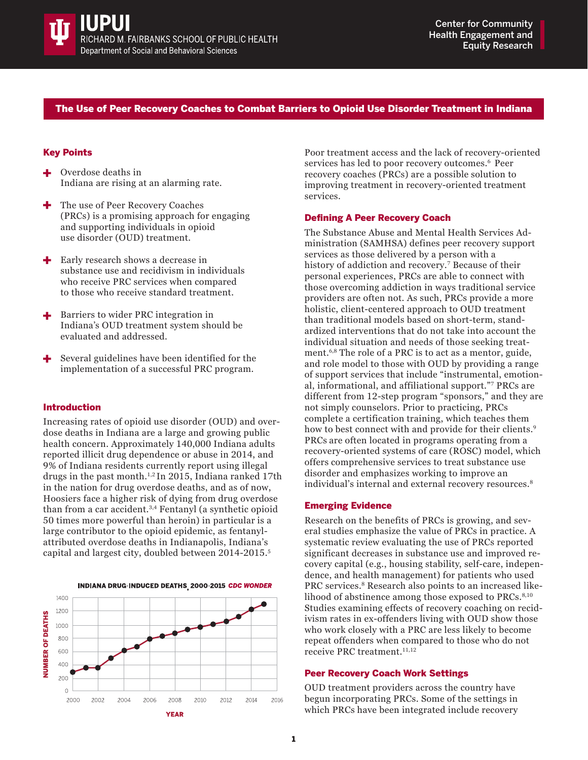IUPUI RICHARD M. FAIRBANKS SCHOOL OF PUBLIC HEALTH
Department of Social and Behavioral Sciences

Center for Community Health Engagement and Equity Research

# The Use of Peer Recovery Coaches to Combat Barriers to Opioid Use Disorder Treatment in Indiana

## Key Points

- Overdose deaths in Indiana are rising at an alarming rate.
- The use of Peer Recovery Coaches (PRCs) is a promising approach for engaging and supporting individuals in opioid use disorder (OUD) treatment.
- Early research shows a decrease in substance use and recidivism in individuals who receive PRC services when compared to those who receive standard treatment.
- Barriers to wider PRC integration in Indiana's OUD treatment system should be evaluated and addressed.
- Several guidelines have been identified for the implementation of a successful PRC program.

## Introduction

Increasing rates of opioid use disorder (OUD) and overdose deaths in Indiana are a large and growing public health concern. Approximately 140,000 Indiana adults reported illicit drug dependence or abuse in 2014, and 9% of Indiana residents currently report using illegal drugs in the past month.[1,2] In 2015, Indiana ranked 17th in the nation for drug overdose deaths, and as of now, Hoosiers face a higher risk of dying from drug overdose than from a car accident.[3,4] Fentanyl (a synthetic opioid 50 times more powerful than heroin) in particular is a large contributor to the opioid epidemic, as fentanyl-attributed overdose deaths in Indianapolis, Indiana's capital and largest city, doubled between 2014-2015.[5]

**INDIANA DRUG-INDUCED DEATHS, 2000-2015** *CDC WONDER*

Poor treatment access and the lack of recovery-oriented services has led to poor recovery outcomes.[6] Peer recovery coaches (PRCs) are a possible solution to improving treatment in recovery-oriented treatment services.

## Defining A Peer Recovery Coach

The Substance Abuse and Mental Health Services Administration (SAMHSA) defines peer recovery support services as those delivered by a person with a history of addiction and recovery.[7] Because of their personal experiences, PRCs are able to connect with those overcoming addiction in ways traditional service providers are often not. As such, PRCs provide a more holistic, client-centered approach to OUD treatment than traditional models based on short-term, standardized interventions that do not take into account the individual situation and needs of those seeking treatment.[6,8] The role of a PRC is to act as a mentor, guide, and role model to those with OUD by providing a range of support services that include "instrumental, emotional, informational, and affiliational support."[7] PRCs are different from 12-step program "sponsors," and they are not simply counselors. Prior to practicing, PRCs complete a certification training, which teaches them how to best connect with and provide for their clients.[9] PRCs are often located in programs operating from a recovery-oriented systems of care (ROSC) model, which offers comprehensive services to treat substance use disorder and emphasizes working to improve an individual's internal and external recovery resources.[8]

## Emerging Evidence

Research on the benefits of PRCs is growing, and several studies emphasize the value of PRCs in practice. A systematic review evaluating the use of PRCs reported significant decreases in substance use and improved recovery capital (e.g., housing stability, self-care, independence, and health management) for patients who used PRC services.[8] Research also points to an increased likelihood of abstinence among those exposed to PRCs.[8,10] Studies examining effects of recovery coaching on recidivism rates in ex-offenders living with OUD show those who work closely with a PRC are less likely to become repeat offenders when compared to those who do not receive PRC treatment.[11,12]

## Peer Recovery Coach Work Settings

OUD treatment providers across the country have begun incorporating PRCs. Some of the settings in which PRCs have been integrated include recovery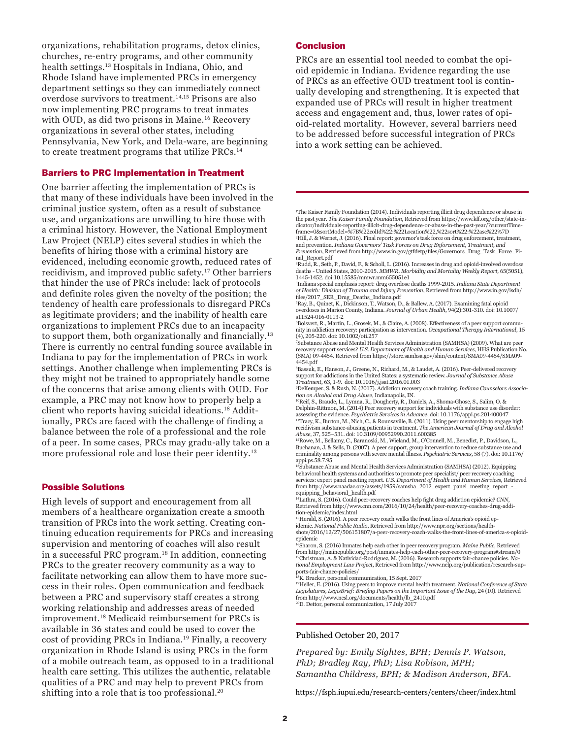organizations, rehabilitation programs, detox clinics, churches, re-entry programs, and other community health settings.[13] Hospitals in Indiana, Ohio, and Rhode Island have implemented PRCs in emergency department settings so they can immediately connect overdose survivors to treatment.[14,15] Prisons are also now implementing PRC programs to treat inmates with OUD, as did two prisons in Maine.[16] Recovery organizations in several other states, including Pennsylvania, New York, and Dela-ware, are beginning to create treatment programs that utilize PRCs.[14]

## Barriers to PRC Implementation in Treatment

One barrier affecting the implementation of PRCs is that many of these individuals have been involved in the criminal justice system, often as a result of substance use, and organizations are unwilling to hire those with a criminal history. However, the National Employment Law Project (NELP) cites several studies in which the benefits of hiring those with a criminal history are evidenced, including economic growth, reduced rates of recidivism, and improved public safety.[17] Other barriers that hinder the use of PRCs include: lack of protocols and definite roles given the novelty of the position; the tendency of health care professionals to disregard PRCs as legitimate providers; and the inability of health care organizations to implement PRCs due to an incapacity to support them, both organizationally and financially.[13] There is currently no central funding source available in Indiana to pay for the implementation of PRCs in work settings. Another challenge when implementing PRCs is they might not be trained to appropriately handle some of the concerns that arise among clients with OUD. For example, a PRC may not know how to properly help a client who reports having suicidal ideations.[18] Addit-ionally, PRCs are faced with the challenge of finding a balance between the role of a professional and the role of a peer. In some cases, PRCs may gradu-ally take on a more professional role and lose their peer identity.[13]

## Possible Solutions

High levels of support and encouragement from all members of a healthcare organization create a smooth transition of PRCs into the work setting. Creating con-tinuing education requirements for PRCs and increasing supervision and mentoring of coaches will also result in a successful PRC program.[18] In addition, connecting PRCs to the greater recovery community as a way to facilitate networking can allow them to have more suc-cess in their roles. Open communication and feedback between a PRC and supervisory staff creates a strong working relationship and addresses areas of needed improvement.[18] Medicaid reimbursement for PRCs is available in 36 states and could be used to cover the cost of providing PRCs in Indiana.[19] Finally, a recovery organization in Rhode Island is using PRCs in the form of a mobile outreach team, as opposed to in a traditional health care setting. This utilizes the authentic, relatable qualities of a PRC and may help to prevent PRCs from shifting into a role that is too professional.[20]

## Conclusion

PRCs are an essential tool needed to combat the opi-oid epidemic in Indiana. Evidence regarding the use of PRCs as an effective OUD treatment tool is contin-ually developing and strengthening. It is expected that expanded use of PRCs will result in higher treatment access and engagement and, thus, lower rates of opi-oid-related mortality. However, several barriers need to be addressed before successful integration of PRCs into a work setting can be achieved.

---

[1]The Kaiser Family Foundation (2014). Individuals reporting illicit drug dependence or abuse in the past year. *The Kaiser Family Foundation*, Retrieved from https://www.kff.org/other/state-indicator/individuals-reporting-illicit-drug-dependence-or-abuse-in-the-past-year/?currentTimeframe=0&sortModel=%7B%22colId%22:%22Location%22,%22sort%22:%22asc%22%7D

[2]Hill, J. & Wernet, J. (2016). Final report: governor's task force on drug enforcement, treatment, and prevention. *Indiana Governors' Task Forces on Drug Enforcement, Treatment, and Prevention*, Retrieved from http://www.in.gov/gtfdetp/files/Governors_Drug_Task_Force_Final_Report.pdf

[3]Rudd, R., Seth, P., David, F., & Scholl, L. (2016). Increases in drug and opioid-involved overdose deaths - United States, 2010-2015. *MMWR. Morbidity and Mortality Weekly Report*, 65(5051), 1445-1452. doi:10.15585/mmwr.mm655051e1

[4]Indiana special emphasis report: drug overdose deaths 1999-2015. *Indiana State Department of Health: Division of Trauma and Injury Prevention*, Retrieved from http://www.in.gov/isdh/files/2017_SER_Drug_Deaths_Indiana.pdf

[5]Ray, B., Quinet, K., Dickinson, T., Watson, D., & Ballew, A. (2017). Examining fatal opioid overdoses in Marion County, Indiana. *Journal of Urban Health*, 94(2):301-310. doi: 10.1007/s11524-016-0113-2

[6]Boisvert, R., Martin, L., Grosek, M., & Claire, A. (2008). Effectiveness of a peer support community in addiction recovery: participation as intervention. *Occupational Therapy International*, 15 (4), 205-220. doi: 10.1002/oti.257

[7]Substance Abuse and Mental Health Services Administration (SAMHSA) (2009). What are peer recovery support services? *U.S. Department of Health and Human Services*, HHS Publication No. (SMA) 09-4454. Retrieved from https://store.samhsa.gov/shin/content/SMA09-4454/SMA09-4454.pdf

[8]Bassuk, E., Hanson, J., Greene, N., Richard, M., & Laudet, A. (2016). Peer-delivered recovery support for addictions in the United States: a systematic review. *Journal of Substance Abuse Treatment*, 63, 1-9. doi: 10.1016/j.jsat.2016.01.003

[9]DeKemper, S. & Rush, N. (2017). Addiction recovery coach training. *Indiana Counselors Association on Alcohol and Drug Abuse*, Indianapolis, IN.

[10]Reif, S., Braude, L., Lymna, R., Dougherty, R., Daniels, A., Shoma-Ghose, S., Salim, O. & Delphin-Rittmon, M. (2014) Peer recovery support for individuals with substance use disorder: assessing the evidence. *Psychiatric Services in Advance*, doi: 10.1176/appi.ps.201400047

[11]Tracy, K., Burton, M., Nich, C., & Rounsaville, B. (2011). Using peer mentorship to engage high recidivism substance-abusing patients in treatment. *The American Journal of Drug and Alcohol Abuse*, 37, 525–531. doi: 10.3109/00952990.2011.600385

[12]Rowe, M., Bellamy, C., Baranoski, M., Wieland, M., O'Connell, M., Benedict, P., Davidson, L., Buchanan, J. & Sells, D. (2007). A peer support, group intervention to reduce substance use and criminality among persons with severe mental illness. *Psychiatric Services*, 58 (7). doi: 10.1176/appi.ps.58.7.95

[13]Substance Abuse and Mental Health Services Administration (SAMHSA) (2012). Equipping behavioral health systems and authorities to promote peer specialist/ peer recovery coaching services: expert panel meeting report. *U.S. Department of Health and Human Services*, Retrieved from http://www.naadac.org/assets/1959/samsha_2012_expert_panel_meeting_report_-_equipping_behavioral_health.pdf

[14]Luthra, S. (2016). Could peer-recovery coaches help fight drug addiction epidemic? *CNN*, Retrieved from http://www.cnn.com/2016/10/24/health/peer-recovery-coaches-drug-addition-epidemic/index.html

[15]Herald, S. (2016). A peer recovery coach walks the front lines of America's opioid epidemic. *National Public Radio*, Retrieved from http://www.npr.org/sections/health-shots/2016/12/27/506151807/a-peer-recovery-coach-walks-the-front-lines-of-america-s-opioid-epidemic

[16]Sharon, S. (2016) Inmates help each other in peer recovery program. *Maine Public*, Retrieved from http://mainepublic.org/post/inmates-help-each-other-peer-recovery-program#stream/0

[17]Christman, A. & Natividad-Rodriguez, M. (2016). Research supports fair-chance policies. *National Employment Law Project*, Retrieved from http://www.nelp.org/publication/research-supports-fair-chance-policies/

[18]K. Brucker, personal communication, 15 Sept. 2017

[19]Heller, E. (2016). Using peers to improve mental health treatment. *National Conference of State Legislatures, LegisBrief: Briefing Papers on the Important Issue of the Day*, 24 (10). Retrieved from http://www.ncsl.org/documents/health/lb_2410.pdf

[20]D. Dettor, personal communication, 17 July 2017

---

Published October 20, 2017

*Prepared by: Emily Sightes, BPH; Dennis P. Watson, PhD; Bradley Ray, PhD; Lisa Robison, MPH; Samantha Childress, BPH; & Madison Anderson, BFA.*

https://fsph.iupui.edu/research-centers/centers/cheer/index.html